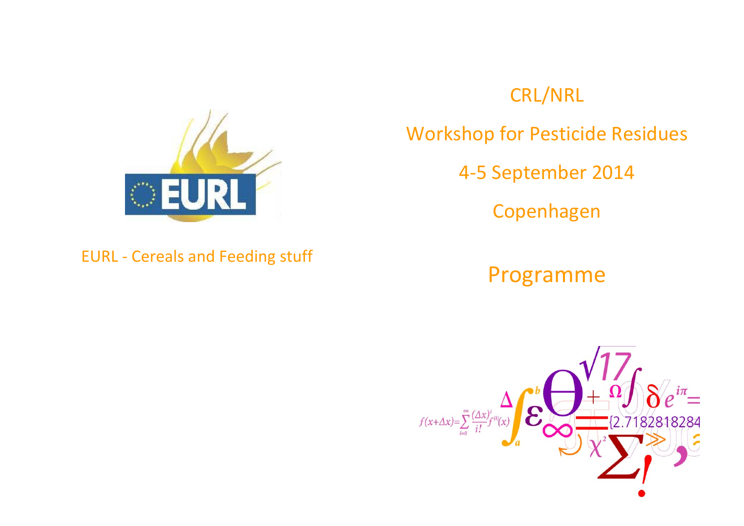EURL - Cereals and Feeding stuff

# CRL/NRL

# Workshop for Pesticide Residues

## 4-5 September 2014

## Copenhagen

# Programme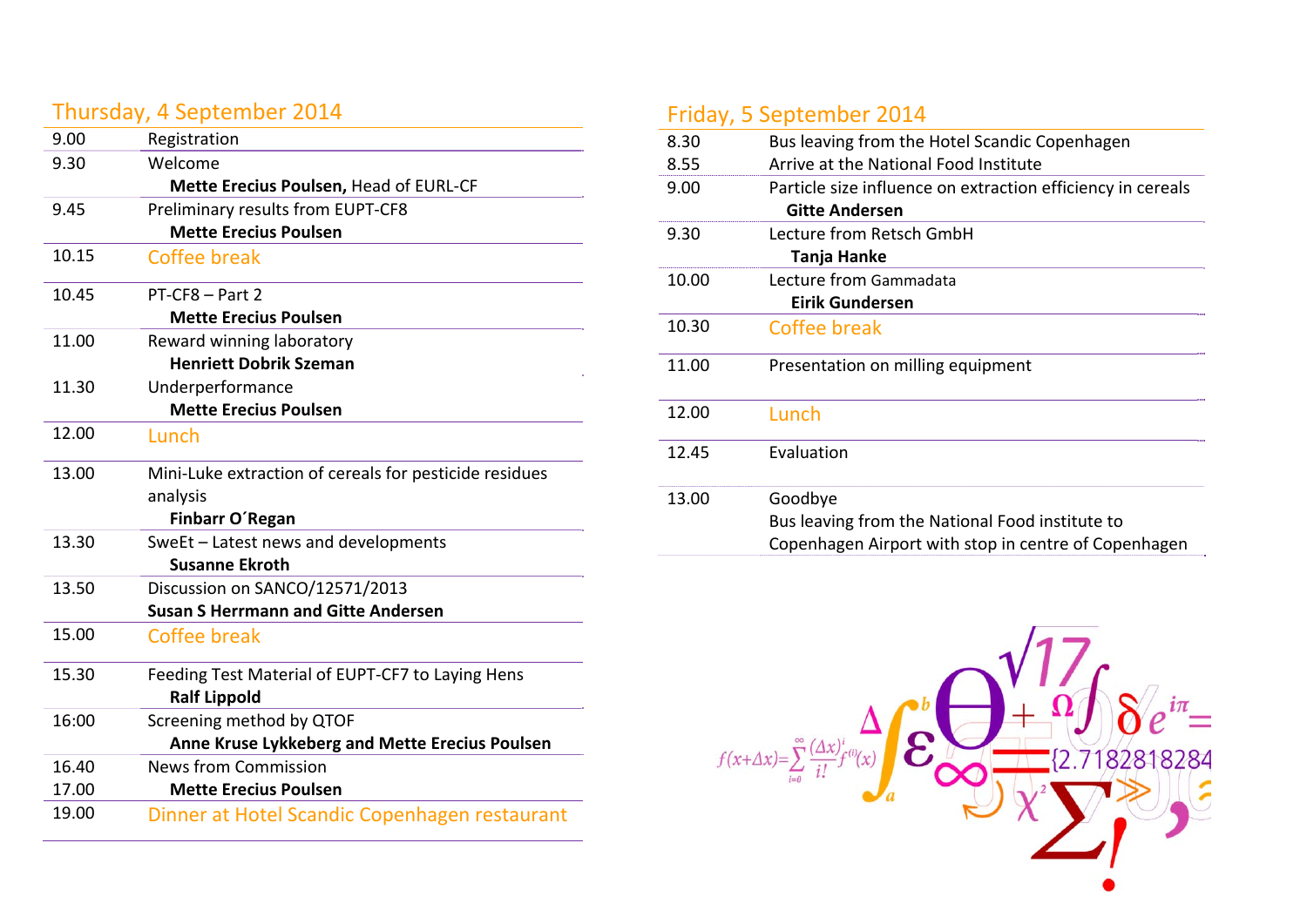## Thursday, 4 September 2014

| | |
|---|---|
| 9.00 | Registration |
| 9.30 | Welcome<br>**Mette Erecius Poulsen,** Head of EURL-CF |
| 9.45 | Preliminary results from EUPT-CF8<br>**Mette Erecius Poulsen** |
| 10.15 | Coffee break |
| 10.45 | PT-CF8 – Part 2<br>**Mette Erecius Poulsen** |
| 11.00 | Reward winning laboratory<br>**Henriett Dobrik Szeman** |
| 11.30 | Underperformance<br>**Mette Erecius Poulsen** |
| 12.00 | Lunch |
| 13.00 | Mini-Luke extraction of cereals for pesticide residues analysis<br>**Finbarr O´Regan** |
| 13.30 | SweEt – Latest news and developments<br>**Susanne Ekroth** |
| 13.50 | Discussion on SANCO/12571/2013<br>**Susan S Herrmann and Gitte Andersen** |
| 15.00 | Coffee break |
| 15.30 | Feeding Test Material of EUPT-CF7 to Laying Hens<br>**Ralf Lippold** |
| 16:00 | Screening method by QTOF<br>**Anne Kruse Lykkeberg and Mette Erecius Poulsen** |
| 16.40 | News from Commission |
| 17.00 | **Mette Erecius Poulsen** |
| 19.00 | Dinner at Hotel Scandic Copenhagen restaurant |

## Friday, 5 September 2014

| | |
|---|---|
| 8.30 | Bus leaving from the Hotel Scandic Copenhagen |
| 8.55 | Arrive at the National Food Institute |
| 9.00 | Particle size influence on extraction efficiency in cereals<br>**Gitte Andersen** |
| 9.30 | Lecture from Retsch GmbH<br>**Tanja Hanke** |
| 10.00 | Lecture from Gammadata<br>**Eirik Gundersen** |
| 10.30 | Coffee break |
| 11.00 | Presentation on milling equipment |
| 12.00 | Lunch |
| 12.45 | Evaluation |
| 13.00 | Goodbye<br>Bus leaving from the National Food institute to Copenhagen Airport with stop in centre of Copenhagen |